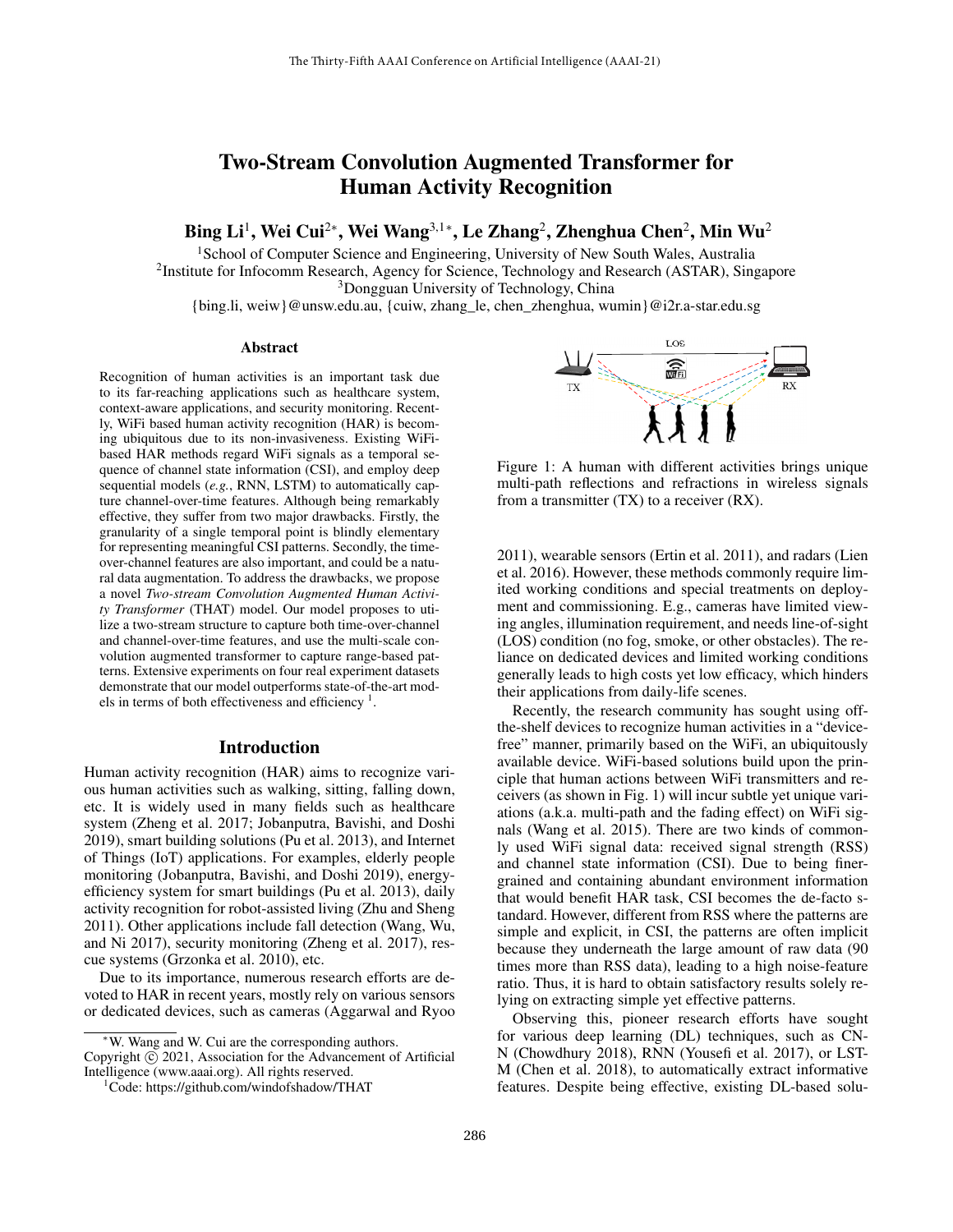# Two-Stream Convolution Augmented Transformer for Human Activity Recognition

**Bing Li**[1], **Wei Cui**[2*], **Wei Wang**[3,1*], **Le Zhang**[2], **Zhenghua Chen**[2], **Min Wu**[2]

[1]School of Computer Science and Engineering, University of New South Wales, Australia
[2]Institute for Infocomm Research, Agency for Science, Technology and Research (ASTAR), Singapore
[3]Dongguan University of Technology, China
{bing.li, weiw}@unsw.edu.au, {cuiw, zhang_le, chen_zhenghua, wumin}@i2r.a-star.edu.sg

## Abstract

Recognition of human activities is an important task due to its far-reaching applications such as healthcare system, context-aware applications, and security monitoring. Recently, WiFi based human activity recognition (HAR) is becoming ubiquitous due to its non-invasiveness. Existing WiFi-based HAR methods regard WiFi signals as a temporal sequence of channel state information (CSI), and employ deep sequential models (*e.g.*, RNN, LSTM) to automatically capture channel-over-time features. Although being remarkably effective, they suffer from two major drawbacks. Firstly, the granularity of a single temporal point is blindly elementary for representing meaningful CSI patterns. Secondly, the time-over-channel features are also important, and could be a natural data augmentation. To address the drawbacks, we propose a novel *Two-stream Convolution Augmented Human Activity Transformer* (THAT) model. Our model proposes to utilize a two-stream structure to capture both time-over-channel and channel-over-time features, and use the multi-scale convolution augmented transformer to capture range-based patterns. Extensive experiments on four real experiment datasets demonstrate that our model outperforms state-of-the-art models in terms of both effectiveness and efficiency [1].

## Introduction

Human activity recognition (HAR) aims to recognize various human activities such as walking, sitting, falling down, etc. It is widely used in many fields such as healthcare system (Zheng et al. 2017; Jobanputra, Bavishi, and Doshi 2019), smart building solutions (Pu et al. 2013), and Internet of Things (IoT) applications. For examples, elderly people monitoring (Jobanputra, Bavishi, and Doshi 2019), energy-efficiency system for smart buildings (Pu et al. 2013), daily activity recognition for robot-assisted living (Zhu and Sheng 2011). Other applications include fall detection (Wang, Wu, and Ni 2017), security monitoring (Zheng et al. 2017), rescue systems (Grzonka et al. 2010), etc.

Due to its importance, numerous research efforts are devoted to HAR in recent years, mostly rely on various sensors or dedicated devices, such as cameras (Aggarwal and Ryoo 2011), wearable sensors (Ertin et al. 2011), and radars (Lien et al. 2016). However, these methods commonly require limited working conditions and special treatments on deployment and commissioning. E.g., cameras have limited viewing angles, illumination requirement, and needs line-of-sight (LOS) condition (no fog, smoke, or other obstacles). The reliance on dedicated devices and limited working conditions generally leads to high costs yet low efficacy, which hinders their applications from daily-life scenes.

Figure 1: A human with different activities brings unique multi-path reflections and refractions in wireless signals from a transmitter (TX) to a receiver (RX).

Recently, the research community has sought using off-the-shelf devices to recognize human activities in a "device-free" manner, primarily based on the WiFi, an ubiquitously available device. WiFi-based solutions build upon the principle that human actions between WiFi transmitters and receivers (as shown in Fig. 1) will incur subtle yet unique variations (a.k.a. multi-path and the fading effect) on WiFi signals (Wang et al. 2015). There are two kinds of commonly used WiFi signal data: received signal strength (RSS) and channel state information (CSI). Due to being finer-grained and containing abundant environment information that would benefit HAR task, CSI becomes the de-facto standard. However, different from RSS where the patterns are simple and explicit, in CSI, the patterns are often implicit because they underneath the large amount of raw data (90 times more than RSS data), leading to a high noise-feature ratio. Thus, it is hard to obtain satisfactory results solely relying on extracting simple yet effective patterns.

Observing this, pioneer research efforts have sought for various deep learning (DL) techniques, such as CNN (Chowdhury 2018), RNN (Yousefi et al. 2017), or LSTM (Chen et al. 2018), to automatically extract informative features. Despite being effective, existing DL-based solu-

*W. Wang and W. Cui are the corresponding authors.
Copyright © 2021, Association for the Advancement of Artificial Intelligence (www.aaai.org). All rights reserved.
[1]Code: https://github.com/windofshadow/THAT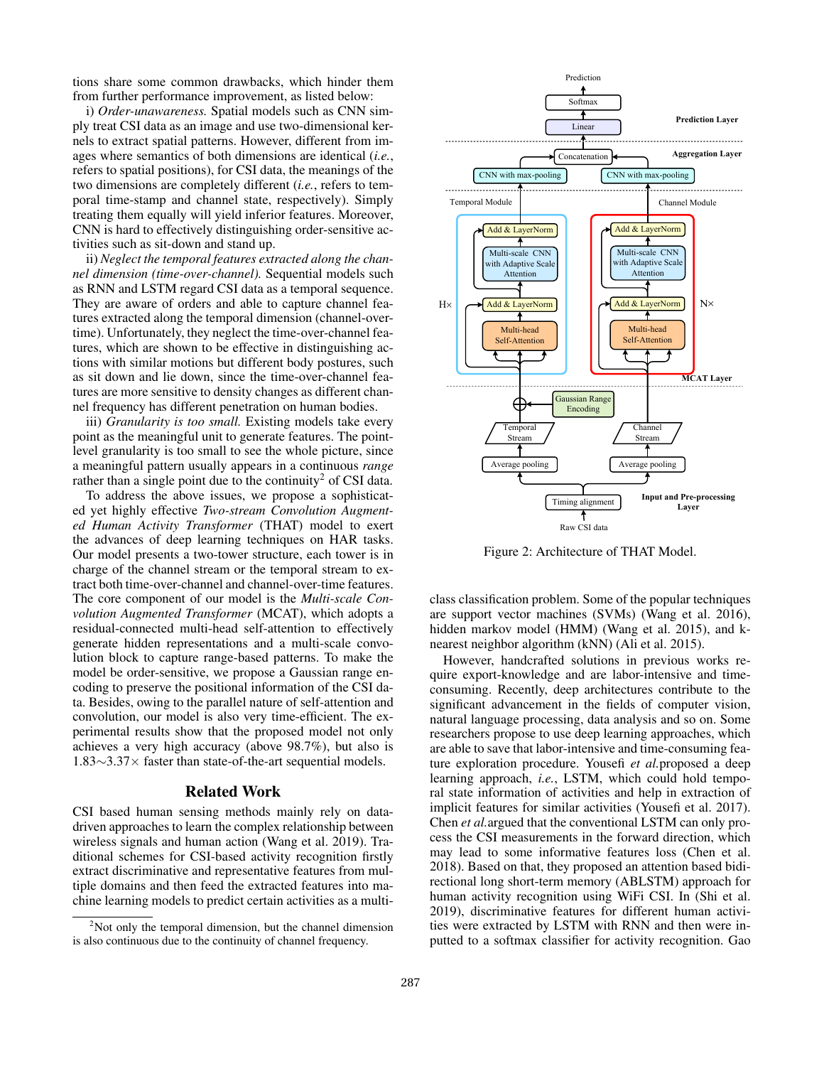tions share some common drawbacks, which hinder them from further performance improvement, as listed below:

i) *Order-unawareness.* Spatial models such as CNN simply treat CSI data as an image and use two-dimensional kernels to extract spatial patterns. However, different from images where semantics of both dimensions are identical (*i.e.*, refers to spatial positions), for CSI data, the meanings of the two dimensions are completely different (*i.e.*, refers to temporal time-stamp and channel state, respectively). Simply treating them equally will yield inferior features. Moreover, CNN is hard to effectively distinguishing order-sensitive activities such as sit-down and stand up.

ii) *Neglect the temporal features extracted along the channel dimension (time-over-channel).* Sequential models such as RNN and LSTM regard CSI data as a temporal sequence. They are aware of orders and able to capture channel features extracted along the temporal dimension (channel-over-time). Unfortunately, they neglect the time-over-channel features, which are shown to be effective in distinguishing actions with similar motions but different body postures, such as sit down and lie down, since the time-over-channel features are more sensitive to density changes as different channel frequency has different penetration on human bodies.

iii) *Granularity is too small.* Existing models take every point as the meaningful unit to generate features. The point-level granularity is too small to see the whole picture, since a meaningful pattern usually appears in a continuous *range* rather than a single point due to the continuity[2] of CSI data.

To address the above issues, we propose a sophisticated yet highly effective *Two-stream Convolution Augmented Human Activity Transformer* (THAT) model to exert the advances of deep learning techniques on HAR tasks. Our model presents a two-tower structure, each tower is in charge of the channel stream or the temporal stream to extract both time-over-channel and channel-over-time features. The core component of our model is the *Multi-scale Convolution Augmented Transformer* (MCAT), which adopts a residual-connected multi-head self-attention to effectively generate hidden representations and a multi-scale convolution block to capture range-based patterns. To make the model be order-sensitive, we propose a Gaussian range encoding to preserve the positional information of the CSI data. Besides, owing to the parallel nature of self-attention and convolution, our model is also very time-efficient. The experimental results show that the proposed model not only achieves a very high accuracy (above 98.7%), but also is 1.83∼3.37× faster than state-of-the-art sequential models.

## Related Work

CSI based human sensing methods mainly rely on data-driven approaches to learn the complex relationship between wireless signals and human action (Wang et al. 2019). Traditional schemes for CSI-based activity recognition firstly extract discriminative and representative features from multiple domains and then feed the extracted features into machine learning models to predict certain activities as a multi-class classification problem. Some of the popular techniques are support vector machines (SVMs) (Wang et al. 2016), hidden markov model (HMM) (Wang et al. 2015), and k-nearest neighbor algorithm (kNN) (Ali et al. 2015).

However, handcrafted solutions in previous works require export-knowledge and are labor-intensive and time-consuming. Recently, deep architectures contribute to the significant advancement in the fields of computer vision, natural language processing, data analysis and so on. Some researchers propose to use deep learning approaches, which are able to save that labor-intensive and time-consuming feature exploration procedure. Yousefi *et al.*proposed a deep learning approach, *i.e.*, LSTM, which could hold temporal state information of activities and help in extraction of implicit features for similar activities (Yousefi et al. 2017). Chen *et al.*argued that the conventional LSTM can only process the CSI measurements in the forward direction, which may lead to some informative features loss (Chen et al. 2018). Based on that, they proposed an attention based bidirectional long short-term memory (ABLSTM) approach for human activity recognition using WiFi CSI. In (Shi et al. 2019), discriminative features for different human activities were extracted by LSTM with RNN and then were inputted to a softmax classifier for activity recognition. Gao

Figure 2: Architecture of THAT Model.

[2] Not only the temporal dimension, but the channel dimension is also continuous due to the continuity of channel frequency.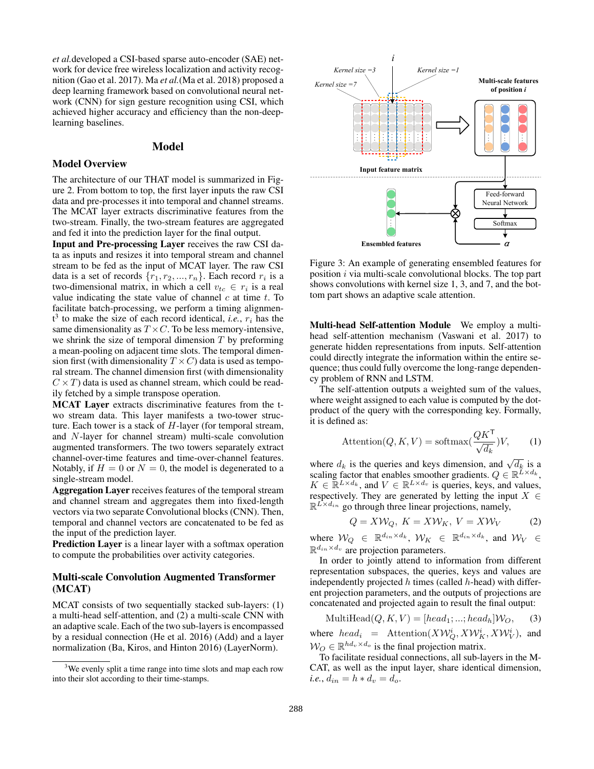*et al.*developed a CSI-based sparse auto-encoder (SAE) network for device free wireless localization and activity recognition (Gao et al. 2017). Ma *et al.*(Ma et al. 2018) proposed a deep learning framework based on convolutional neural network (CNN) for sign gesture recognition using CSI, which achieved higher accuracy and efficiency than the non-deep-learning baselines.

## Model

### Model Overview

The architecture of our THAT model is summarized in Figure 2. From bottom to top, the first layer inputs the raw CSI data and pre-processes it into temporal and channel streams. The MCAT layer extracts discriminative features from the two-stream. Finally, the two-stream features are aggregated and fed it into the prediction layer for the final output.

**Input and Pre-processing Layer** receives the raw CSI data as inputs and resizes it into temporal stream and channel stream to be fed as the input of MCAT layer. The raw CSI data is a set of records $\{r_1, r_2, ..., r_n\}$. Each record $r_i$ is a two-dimensional matrix, in which a cell $v_{tc} \in r_i$ is a real value indicating the state value of channel $c$ at time $t$. To facilitate batch-processing, we perform a timing alignment[3] to make the size of each record identical, *i.e.*, $r_i$ has the same dimensionality as $T \times C$. To be less memory-intensive, we shrink the size of temporal dimension $T$ by preforming a mean-pooling on adjacent time slots. The temporal dimension first (with dimensionality $T \times C$) data is used as temporal stream. The channel dimension first (with dimensionality $C \times T$) data is used as channel stream, which could be readily fetched by a simple transpose operation.

**MCAT Layer** extracts discriminative features from the two stream data. This layer manifests a two-tower structure. Each tower is a stack of $H$-layer (for temporal stream, and $N$-layer for channel stream) multi-scale convolution augmented transformers. The two towers separately extract channel-over-time features and time-over-channel features. Notably, if $H = 0$ or $N = 0$, the model is degenerated to a single-stream model.

**Aggregation Layer** receives features of the temporal stream and channel stream and aggregates them into fixed-length vectors via two separate Convolutional blocks (CNN). Then, temporal and channel vectors are concatenated to be fed as the input of the prediction layer.

**Prediction Layer** is a linear layer with a softmax operation to compute the probabilities over activity categories.

### Multi-scale Convolution Augmented Transformer (MCAT)

MCAT consists of two sequentially stacked sub-layers: (1) a multi-head self-attention, and (2) a multi-scale CNN with an adaptive scale. Each of the two sub-layers is encompassed by a residual connection (He et al. 2016) (Add) and a layer normalization (Ba, Kiros, and Hinton 2016) (LayerNorm).

[3] We evenly split a time range into time slots and map each row into their slot according to their time-stamps.

Figure 3: An example of generating ensembled features for position $i$ via multi-scale convolutional blocks. The top part shows convolutions with kernel size 1, 3, and 7, and the bottom part shows an adaptive scale attention.

**Multi-head Self-attention Module** We employ a multi-head self-attention mechanism (Vaswani et al. 2017) to generate hidden representations from inputs. Self-attention could directly integrate the information within the entire sequence; thus could fully overcome the long-range dependency problem of RNN and LSTM.

The self-attention outputs a weighted sum of the values, where weight assigned to each value is computed by the dot-product of the query with the corresponding key. Formally, it is defined as:

$$\text{Attention}(Q, K, V) = \text{softmax}(\frac{QK^{\mathsf{T}}}{\sqrt{d_k}})V, \tag{1}$$

where $d_k$ is the queries and keys dimension, and $\sqrt{d_k}$ is a scaling factor that enables smoother gradients. $Q \in \mathbb{R}^{L \times d_k}$, $K \in \mathbb{R}^{L \times d_k}$, and $V \in \mathbb{R}^{L \times d_v}$ is queries, keys, and values, respectively. They are generated by letting the input $X \in \mathbb{R}^{L \times d_{in}}$ go through three linear projections, namely,

$$Q = X\mathcal{W}_Q,\ K = X\mathcal{W}_K,\ V = X\mathcal{W}_V \tag{2}$$

where $\mathcal{W}_Q \in \mathbb{R}^{d_{in} \times d_k}$, $\mathcal{W}_K \in \mathbb{R}^{d_{in} \times d_k}$, and $\mathcal{W}_V \in \mathbb{R}^{d_{in} \times d_v}$ are projection parameters.

In order to jointly attend to information from different representation subspaces, the queries, keys and values are independently projected $h$ times (called $h$-head) with different projection parameters, and the outputs of projections are concatenated and projected again to result the final output:

$$\text{MultiHead}(Q, K, V) = [head_1; ...; head_h]\mathcal{W}_O, \tag{3}$$

where $head_i = \text{Attention}(X\mathcal{W}_Q^i, X\mathcal{W}_K^i, X\mathcal{W}_V^i)$, and $\mathcal{W}_O \in \mathbb{R}^{hd_v \times d_o}$ is the final projection matrix.

To facilitate residual connections, all sub-layers in the MCAT, as well as the input layer, share identical dimension, *i.e.*, $d_{in} = h * d_v = d_o$.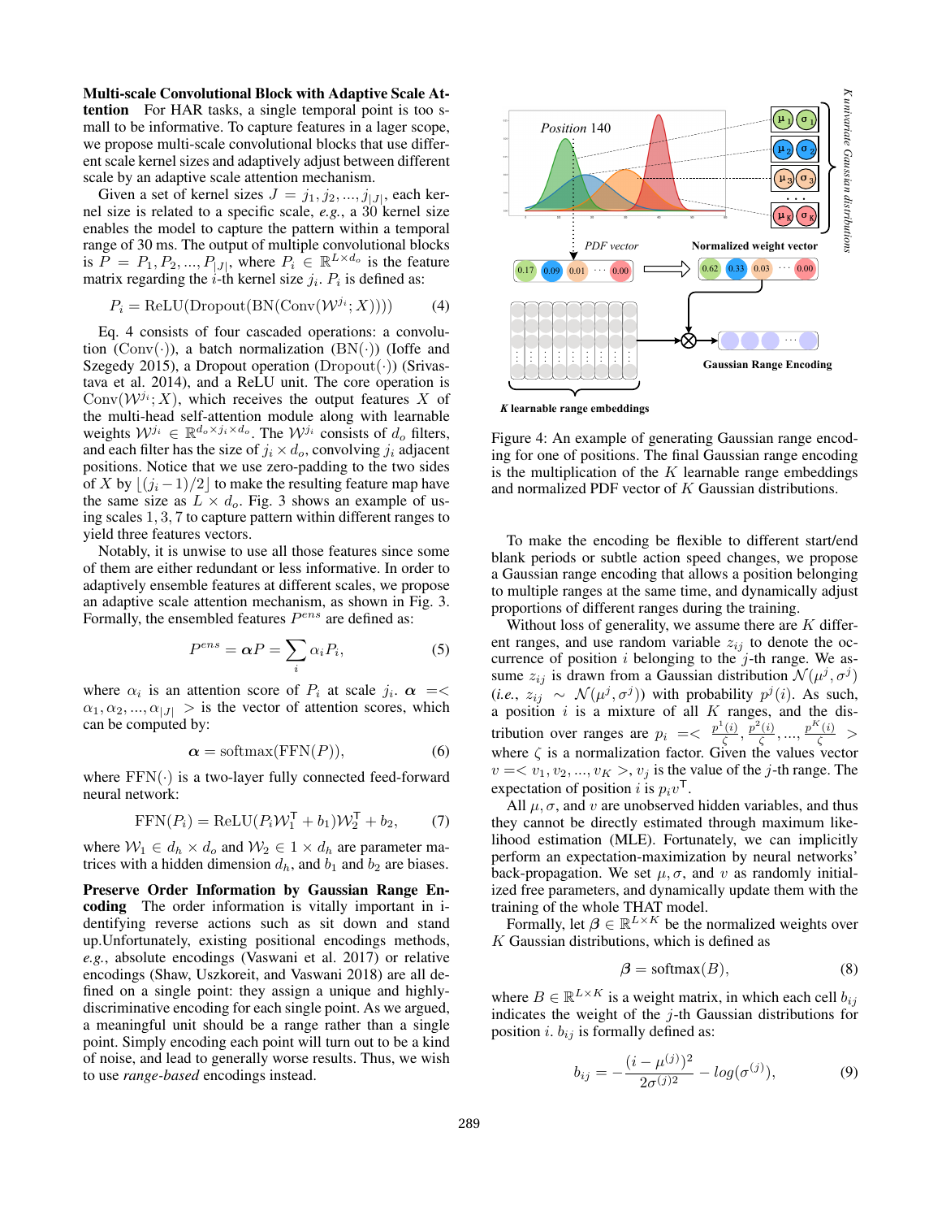**Multi-scale Convolutional Block with Adaptive Scale Attention** For HAR tasks, a single temporal point is too small to be informative. To capture features in a lager scope, we propose multi-scale convolutional blocks that use different scale kernel sizes and adaptively adjust between different scale by an adaptive scale attention mechanism.

Given a set of kernel sizes $J = j_1, j_2, ..., j_{|J|}$, each kernel size is related to a specific scale, *e.g.*, a 30 kernel size enables the model to capture the pattern within a temporal range of 30 ms. The output of multiple convolutional blocks is $P = P_1, P_2, ..., P_{|J|}$, where $P_i \in \mathbb{R}^{L \times d_o}$ is the feature matrix regarding the $i$-th kernel size $j_i$. $P_i$ is defined as:

$$P_i = \text{ReLU}(\text{Dropout}(\text{BN}(\text{Conv}(\mathcal{W}^{j_i}; X)))) \tag{4}$$

Eq. 4 consists of four cascaded operations: a convolution ($\text{Conv}(\cdot)$), a batch normalization ($\text{BN}(\cdot)$) (Ioffe and Szegedy 2015), a Dropout operation ($\text{Dropout}(\cdot)$) (Srivastava et al. 2014), and a ReLU unit. The core operation is $\text{Conv}(\mathcal{W}^{j_i}; X)$, which receives the output features $X$ of the multi-head self-attention module along with learnable weights $\mathcal{W}^{j_i} \in \mathbb{R}^{d_o \times j_i \times d_o}$. The $\mathcal{W}^{j_i}$ consists of $d_o$ filters, and each filter has the size of $j_i \times d_o$, convolving $j_i$ adjacent positions. Notice that we use zero-padding to the two sides of $X$ by $\lfloor (j_i - 1)/2 \rfloor$ to make the resulting feature map have the same size as $L \times d_o$. Fig. 3 shows an example of using scales $1, 3, 7$ to capture pattern within different ranges to yield three features vectors.

Notably, it is unwise to use all those features since some of them are either redundant or less informative. In order to adaptively ensemble features at different scales, we propose an adaptive scale attention mechanism, as shown in Fig. 3. Formally, the ensembled features $P^{ens}$ are defined as:

$$P^{ens} = \boldsymbol{\alpha} P = \sum_i \alpha_i P_i, \tag{5}$$

where $\alpha_i$ is an attention score of $P_i$ at scale $j_i$. $\boldsymbol{\alpha} =< \alpha_1, \alpha_2, ..., \alpha_{|J|} >$ is the vector of attention scores, which can be computed by:

$$\boldsymbol{\alpha} = \text{softmax}(\text{FFN}(P)), \tag{6}$$

where $\text{FFN}(\cdot)$ is a two-layer fully connected feed-forward neural network:

$$\text{FFN}(P_i) = \text{ReLU}(P_i \mathcal{W}_1^\mathsf{T} + b_1)\mathcal{W}_2^\mathsf{T} + b_2, \tag{7}$$

where $\mathcal{W}_1 \in d_h \times d_o$ and $\mathcal{W}_2 \in 1 \times d_h$ are parameter matrices with a hidden dimension $d_h$, and $b_1$ and $b_2$ are biases.

**Preserve Order Information by Gaussian Range Encoding** The order information is vitally important in identifying reverse actions such as sit down and stand up.Unfortunately, existing positional encodings methods, *e.g.*, absolute encodings (Vaswani et al. 2017) or relative encodings (Shaw, Uszkoreit, and Vaswani 2018) are all defined on a single point: they assign a unique and highly-discriminative encoding for each single point. As we argued, a meaningful unit should be a range rather than a single point. Simply encoding each point will turn out to be a kind of noise, and lead to generally worse results. Thus, we wish to use *range-based* encodings instead.

Figure 4: An example of generating Gaussian range encoding for one of positions. The final Gaussian range encoding is the multiplication of the $K$ learnable range embeddings and normalized PDF vector of $K$ Gaussian distributions.

To make the encoding be flexible to different start/end blank periods or subtle action speed changes, we propose a Gaussian range encoding that allows a position belonging to multiple ranges at the same time, and dynamically adjust proportions of different ranges during the training.

Without loss of generality, we assume there are $K$ different ranges, and use random variable $z_{ij}$ to denote the occurrence of position $i$ belonging to the $j$-th range. We assume $z_{ij}$ is drawn from a Gaussian distribution $\mathcal{N}(\mu^j, \sigma^j)$ (*i.e.*, $z_{ij} \sim \mathcal{N}(\mu^j, \sigma^j)$) with probability $p^j(i)$. As such, a position $i$ is a mixture of all $K$ ranges, and the distribution over ranges are $p_i =< \frac{p^1(i)}{\zeta}, \frac{p^2(i)}{\zeta}, ..., \frac{p^K(i)}{\zeta} >$ where $\zeta$ is a normalization factor. Given the values vector $v =< v_1, v_2, ..., v_K >$, $v_j$ is the value of the $j$-th range. The expectation of position $i$ is $p_i v^\mathsf{T}$.

All $\mu, \sigma$, and $v$ are unobserved hidden variables, and thus they cannot be directly estimated through maximum likelihood estimation (MLE). Fortunately, we can implicitly perform an expectation-maximization by neural networks' back-propagation. We set $\mu, \sigma$, and $v$ as randomly initialized free parameters, and dynamically update them with the training of the whole THAT model.

Formally, let $\boldsymbol{\beta} \in \mathbb{R}^{L \times K}$ be the normalized weights over $K$ Gaussian distributions, which is defined as

$$\boldsymbol{\beta} = \text{softmax}(B), \tag{8}$$

where $B \in \mathbb{R}^{L \times K}$ is a weight matrix, in which each cell $b_{ij}$ indicates the weight of the $j$-th Gaussian distributions for position $i$. $b_{ij}$ is formally defined as:

$$b_{ij} = -\frac{(i - \mu^{(j)})^2}{2\sigma^{(j)2}} - log(\sigma^{(j)}), \tag{9}$$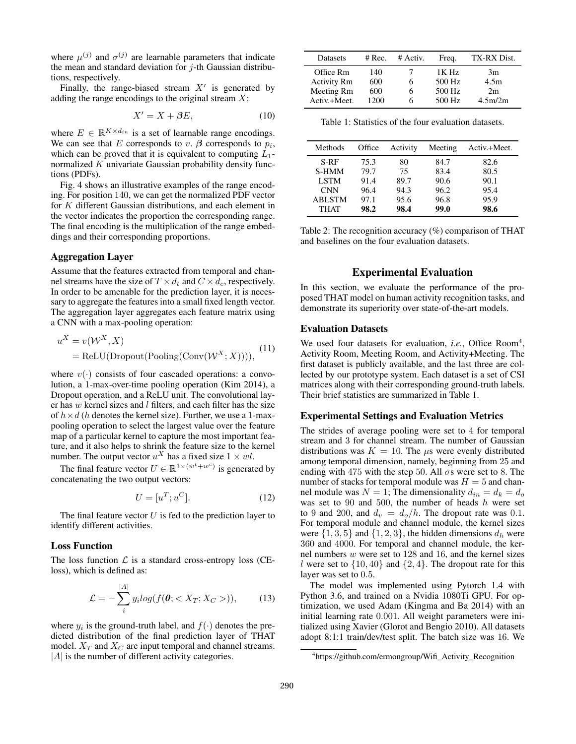where $\mu^{(j)}$ and $\sigma^{(j)}$ are learnable parameters that indicate the mean and standard deviation for $j$-th Gaussian distributions, respectively.

Finally, the range-biased stream $X'$ is generated by adding the range encodings to the original stream $X$:

$$X' = X + \boldsymbol{\beta} E, \tag{10}$$

where $E \in \mathbb{R}^{K \times d_{in}}$ is a set of learnable range encodings. We can see that $E$ corresponds to $v$. $\boldsymbol{\beta}$ corresponds to $p_i$, which can be proved that it is equivalent to computing $L_1$-normalized $K$ univariate Gaussian probability density functions (PDFs).

Fig. 4 shows an illustrative examples of the range encoding. For position 140, we can get the normalized PDF vector for $K$ different Gaussian distributions, and each element in the vector indicates the proportion the corresponding range. The final encoding is the multiplication of the range embeddings and their corresponding proportions.

### Aggregation Layer

Assume that the features extracted from temporal and channel streams have the size of $T \times d_t$ and $C \times d_c$, respectively. In order to be amenable for the prediction layer, it is necessary to aggregate the features into a small fixed length vector. The aggregation layer aggregates each feature matrix using a CNN with a max-pooling operation:

$$\begin{aligned} u^X &= v(\mathcal{W}^X, X) \\ &= \text{ReLU}(\text{Dropout}(\text{Pooling}(\text{Conv}(\mathcal{W}^X; X)))), \end{aligned} \tag{11}$$

where $v(\cdot)$ consists of four cascaded operations: a convolution, a 1-max-over-time pooling operation (Kim 2014), a Dropout operation, and a ReLU unit. The convolutional layer has $w$ kernel sizes and $l$ filters, and each filter has the size of $h \times d$ ($h$ denotes the kernel size). Further, we use a 1-max-pooling operation to select the largest value over the feature map of a particular kernel to capture the most important feature, and it also helps to shrink the feature size to the kernel number. The output vector $u^X$ has a fixed size $1 \times wl$.

The final feature vector $U \in \mathbb{R}^{1 \times (w^t + w^c)}$ is generated by concatenating the two output vectors:

$$U = [u^T; u^C]. \tag{12}$$

The final feature vector $U$ is fed to the prediction layer to identify different activities.

### Loss Function

The loss function $\mathcal{L}$ is a standard cross-entropy loss (CE-loss), which is defined as:

$$\mathcal{L} = -\sum_{i}^{|A|} y_i log(f(\boldsymbol{\theta}; < X_T; X_C >)), \tag{13}$$

where $y_i$ is the ground-truth label, and $f(\cdot)$ denotes the predicted distribution of the final prediction layer of THAT model. $X_T$ and $X_C$ are input temporal and channel streams. $|A|$ is the number of different activity categories.

| Datasets | # Rec. | # Activ. | Freq. | TX-RX Dist. |
|---|---|---|---|---|
| Office Rm | 140 | 7 | 1K Hz | 3m |
| Activity Rm | 600 | 6 | 500 Hz | 4.5m |
| Meeting Rm | 600 | 6 | 500 Hz | 2m |
| Activ.+Meet. | 1200 | 6 | 500 Hz | 4.5m/2m |

Table 1: Statistics of the four evaluation datasets.

| Methods | Office | Activity | Meeting | Activ.+Meet. |
|---|---|---|---|---|
| S-RF | 75.3 | 80 | 84.7 | 82.6 |
| S-HMM | 79.7 | 75 | 83.4 | 80.5 |
| LSTM | 91.4 | 89.7 | 90.6 | 90.1 |
| CNN | 96.4 | 94.3 | 96.2 | 95.4 |
| ABLSTM | 97.1 | 95.6 | 96.8 | 95.9 |
| THAT | **98.2** | **98.4** | **99.0** | **98.6** |

Table 2: The recognition accuracy (%) comparison of THAT and baselines on the four evaluation datasets.

## Experimental Evaluation

In this section, we evaluate the performance of the proposed THAT model on human activity recognition tasks, and demonstrate its superiority over state-of-the-art models.

### Evaluation Datasets

We used four datasets for evaluation, *i.e.*, Office Room[4], Activity Room, Meeting Room, and Activity+Meeting. The first dataset is publicly available, and the last three are collected by our prototype system. Each dataset is a set of CSI matrices along with their corresponding ground-truth labels. Their brief statistics are summarized in Table 1.

### Experimental Settings and Evaluation Metrics

The strides of average pooling were set to 4 for temporal stream and 3 for channel stream. The number of Gaussian distributions was $K = 10$. The $\mu$s were evenly distributed among temporal dimension, namely, beginning from 25 and ending with 475 with the step 50. All $\sigma$s were set to 8. The number of stacks for temporal module was $H = 5$ and channel module was $N = 1$; The dimensionality $d_{in} = d_k = d_o$ was set to 90 and 500, the number of heads $h$ were set to 9 and 200, and $d_v = d_o/h$. The dropout rate was 0.1. For temporal module and channel module, the kernel sizes were $\{1, 3, 5\}$ and $\{1, 2, 3\}$, the hidden dimensions $d_h$ were 360 and 4000. For temporal and channel module, the kernel numbers $w$ were set to 128 and 16, and the kernel sizes $l$ were set to $\{10, 40\}$ and $\{2, 4\}$. The dropout rate for this layer was set to 0.5.

The model was implemented using Pytorch 1.4 with Python 3.6, and trained on a Nvidia 1080Ti GPU. For optimization, we used Adam (Kingma and Ba 2014) with an initial learning rate 0.001. All weight parameters were initialized using Xavier (Glorot and Bengio 2010). All datasets adopt 8:1:1 train/dev/test split. The batch size was 16. We

[4] https://github.com/ermongroup/Wifi_Activity_Recognition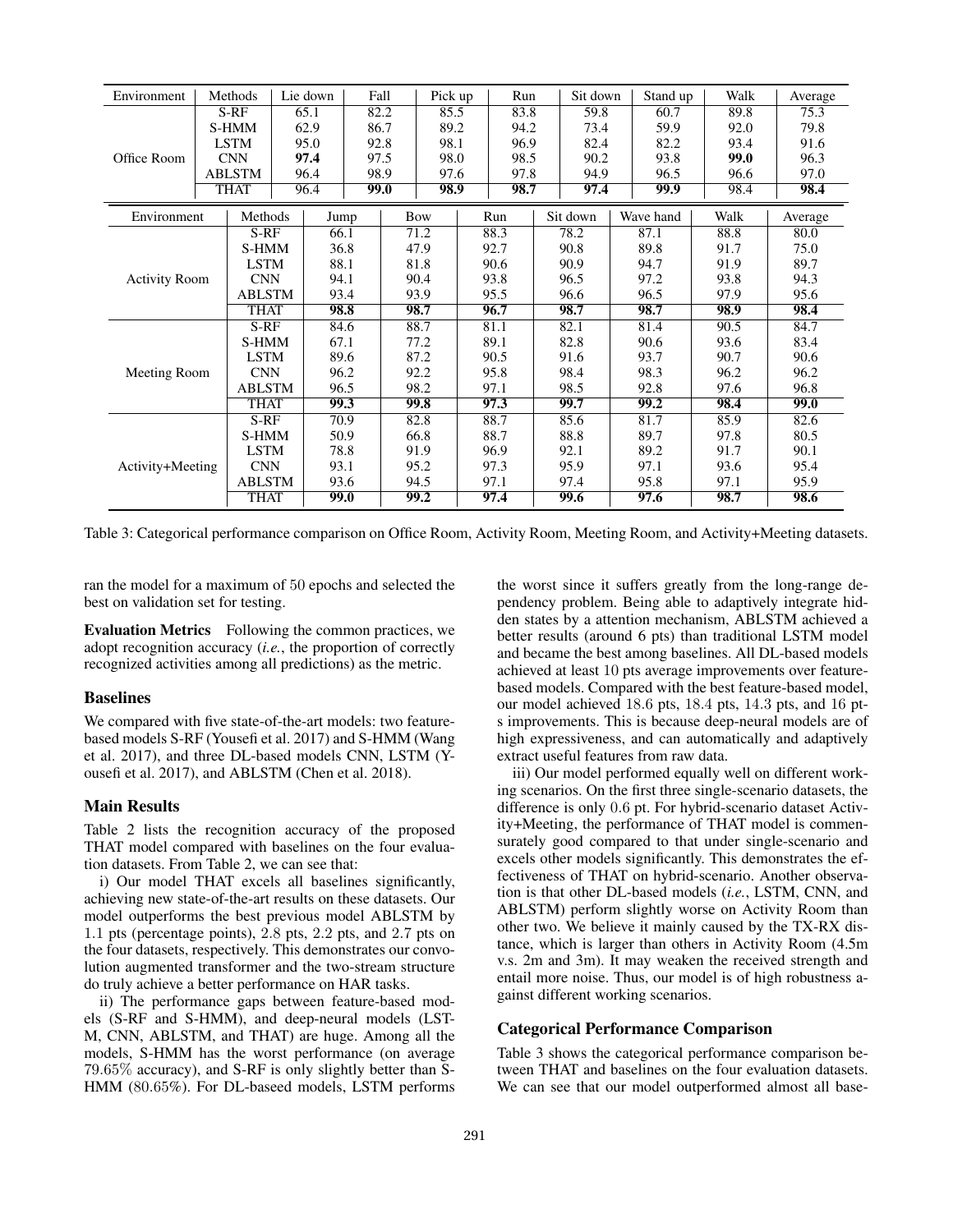| Environment | Methods | Lie down | Fall | Pick up | Run | Sit down | Stand up | Walk | Average |
|---|---|---|---|---|---|---|---|---|---|
| Office Room | S-RF | 65.1 | 82.2 | 85.5 | 83.8 | 59.8 | 60.7 | 89.8 | 75.3 |
| | S-HMM | 62.9 | 86.7 | 89.2 | 94.2 | 73.4 | 59.9 | 92.0 | 79.8 |
| | LSTM | 95.0 | 92.8 | 98.1 | 96.9 | 82.4 | 82.2 | 93.4 | 91.6 |
| | CNN | **97.4** | 97.5 | 98.0 | 98.5 | 90.2 | 93.8 | **99.0** | 96.3 |
| | ABLSTM | 96.4 | 98.9 | 97.6 | 97.8 | 94.9 | 96.5 | 96.6 | 97.0 |
| | THAT | 96.4 | **99.0** | **98.9** | **98.7** | **97.4** | **99.9** | 98.4 | **98.4** |

| Environment | Methods | Jump | Bow | Run | Sit down | Wave hand | Walk | Average |
|---|---|---|---|---|---|---|---|---|
| Activity Room | S-RF | 66.1 | 71.2 | 88.3 | 78.2 | 87.1 | 88.8 | 80.0 |
| | S-HMM | 36.8 | 47.9 | 92.7 | 90.8 | 89.8 | 91.7 | 75.0 |
| | LSTM | 88.1 | 81.8 | 90.6 | 90.9 | 94.7 | 91.9 | 89.7 |
| | CNN | 94.1 | 90.4 | 93.8 | 96.5 | 97.2 | 93.8 | 94.3 |
| | ABLSTM | 93.4 | 93.9 | 95.5 | 96.6 | 96.5 | 97.9 | 95.6 |
| | THAT | **98.8** | **98.7** | **96.7** | **98.7** | **98.7** | **98.9** | **98.4** |
| Meeting Room | S-RF | 84.6 | 88.7 | 81.1 | 82.1 | 81.4 | 90.5 | 84.7 |
| | S-HMM | 67.1 | 77.2 | 89.1 | 82.8 | 90.6 | 93.6 | 83.4 |
| | LSTM | 89.6 | 87.2 | 90.5 | 91.6 | 93.7 | 90.7 | 90.6 |
| | CNN | 96.2 | 92.2 | 95.8 | 98.4 | 98.3 | 96.2 | 96.2 |
| | ABLSTM | 96.5 | 98.2 | 97.1 | 98.5 | 92.8 | 97.6 | 96.8 |
| | THAT | **99.3** | **99.8** | **97.3** | **99.7** | **99.2** | **98.4** | **99.0** |
| Activity+Meeting | S-RF | 70.9 | 82.8 | 88.7 | 85.6 | 81.7 | 85.9 | 82.6 |
| | S-HMM | 50.9 | 66.8 | 88.7 | 88.8 | 89.7 | 97.8 | 80.5 |
| | LSTM | 78.8 | 91.9 | 96.9 | 92.1 | 89.2 | 91.7 | 90.1 |
| | CNN | 93.1 | 95.2 | 97.3 | 95.9 | 97.1 | 93.6 | 95.4 |
| | ABLSTM | 93.6 | 94.5 | 97.1 | 97.4 | 95.8 | 97.1 | 95.9 |
| | THAT | **99.0** | **99.2** | **97.4** | **99.6** | **97.6** | **98.7** | **98.6** |

Table 3: Categorical performance comparison on Office Room, Activity Room, Meeting Room, and Activity+Meeting datasets.

ran the model for a maximum of 50 epochs and selected the best on validation set for testing.

**Evaluation Metrics** Following the common practices, we adopt recognition accuracy (*i.e.*, the proportion of correctly recognized activities among all predictions) as the metric.

## Baselines

We compared with five state-of-the-art models: two feature-based models S-RF (Yousefi et al. 2017) and S-HMM (Wang et al. 2017), and three DL-based models CNN, LSTM (Yousefi et al. 2017), and ABLSTM (Chen et al. 2018).

## Main Results

Table 2 lists the recognition accuracy of the proposed THAT model compared with baselines on the four evaluation datasets. From Table 2, we can see that:

i) Our model THAT excels all baselines significantly, achieving new state-of-the-art results on these datasets. Our model outperforms the best previous model ABLSTM by 1.1 pts (percentage points), 2.8 pts, 2.2 pts, and 2.7 pts on the four datasets, respectively. This demonstrates our convolution augmented transformer and the two-stream structure do truly achieve a better performance on HAR tasks.

ii) The performance gaps between feature-based models (S-RF and S-HMM), and deep-neural models (LSTM, CNN, ABLSTM, and THAT) are huge. Among all the models, S-HMM has the worst performance (on average 79.65% accuracy), and S-RF is only slightly better than S-HMM (80.65%). For DL-baseed models, LSTM performs the worst since it suffers greatly from the long-range dependency problem. Being able to adaptively integrate hidden states by a attention mechanism, ABLSTM achieved a better results (around 6 pts) than traditional LSTM model and became the best among baselines. All DL-based models achieved at least 10 pts average improvements over feature-based models. Compared with the best feature-based model, our model achieved 18.6 pts, 18.4 pts, 14.3 pts, and 16 pts improvements. This is because deep-neural models are of high expressiveness, and can automatically and adaptively extract useful features from raw data.

iii) Our model performed equally well on different working scenarios. On the first three single-scenario datasets, the difference is only 0.6 pt. For hybrid-scenario dataset Activity+Meeting, the performance of THAT model is commensurately good compared to that under single-scenario and excels other models significantly. This demonstrates the effectiveness of THAT on hybrid-scenario. Another observation is that other DL-based models (*i.e.*, LSTM, CNN, and ABLSTM) perform slightly worse on Activity Room than other two. We believe it mainly caused by the TX-RX distance, which is larger than others in Activity Room (4.5m v.s. 2m and 3m). It may weaken the received strength and entail more noise. Thus, our model is of high robustness against different working scenarios.

## Categorical Performance Comparison

Table 3 shows the categorical performance comparison between THAT and baselines on the four evaluation datasets. We can see that our model outperformed almost all base-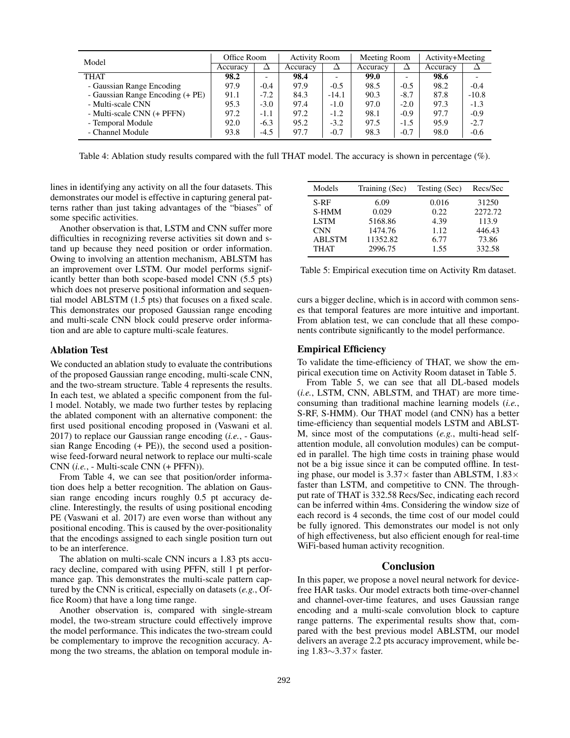| Model | Office Room | | Activity Room | | Meeting Room | | Activity+Meeting | |
|---|---|---|---|---|---|---|---|---|
| | Accuracy | Δ | Accuracy | Δ | Accuracy | Δ | Accuracy | Δ |
| THAT | **98.2** | - | **98.4** | - | **99.0** | - | **98.6** | - |
| - Gaussian Range Encoding | 97.9 | -0.4 | 97.9 | -0.5 | 98.5 | -0.5 | 98.2 | -0.4 |
| - Gaussian Range Encoding (+ PE) | 91.1 | -7.2 | 84.3 | -14.1 | 90.3 | -8.7 | 87.8 | -10.8 |
| - Multi-scale CNN | 95.3 | -3.0 | 97.4 | -1.0 | 97.0 | -2.0 | 97.3 | -1.3 |
| - Multi-scale CNN (+ PFFN) | 97.2 | -1.1 | 97.2 | -1.2 | 98.1 | -0.9 | 97.7 | -0.9 |
| - Temporal Module | 92.0 | -6.3 | 95.2 | -3.2 | 97.5 | -1.5 | 95.9 | -2.7 |
| - Channel Module | 93.8 | -4.5 | 97.7 | -0.7 | 98.3 | -0.7 | 98.0 | -0.6 |

Table 4: Ablation study results compared with the full THAT model. The accuracy is shown in percentage (%).

lines in identifying any activity on all the four datasets. This demonstrates our model is effective in capturing general patterns rather than just taking advantages of the "biases" of some specific activities.

Another observation is that, LSTM and CNN suffer more difficulties in recognizing reverse activities sit down and stand up because they need position or order information. Owing to involving an attention mechanism, ABLSTM has an improvement over LSTM. Our model performs significantly better than both scope-based model CNN (5.5 pts) which does not preserve positional information and sequential model ABLSTM (1.5 pts) that focuses on a fixed scale. This demonstrates our proposed Gaussian range encoding and multi-scale CNN block could preserve order information and are able to capture multi-scale features.

## Ablation Test

We conducted an ablation study to evaluate the contributions of the proposed Gaussian range encoding, multi-scale CNN, and the two-stream structure. Table 4 represents the results. In each test, we ablated a specific component from the full model. Notably, we made two further testes by replacing the ablated component with an alternative component: the first used positional encoding proposed in (Vaswani et al. 2017) to replace our Gaussian range encoding (*i.e.*, - Gaussian Range Encoding (+ PE)), the second used a position-wise feed-forward neural network to replace our multi-scale CNN (*i.e.*, - Multi-scale CNN (+ PFFN)).

From Table 4, we can see that position/order information does help a better recognition. The ablation on Gaussian range encoding incurs roughly 0.5 pt accuracy decline. Interestingly, the results of using positional encoding PE (Vaswani et al. 2017) are even worse than without any positional encoding. This is caused by the over-positionality that the encodings assigned to each single position turn out to be an interference.

The ablation on multi-scale CNN incurs a 1.83 pts accuracy decline, compared with using PFFN, still 1 pt performance gap. This demonstrates the multi-scale pattern captured by the CNN is critical, especially on datasets (*e.g.*, Office Room) that have a long time range.

Another observation is, compared with single-stream model, the two-stream structure could effectively improve the model performance. This indicates the two-stream could be complementary to improve the recognition accuracy. Among the two streams, the ablation on temporal module incurs a bigger decline, which is in accord with common senses that temporal features are more intuitive and important. From ablation test, we can conclude that all these components contribute significantly to the model performance.

| Models | Training (Sec) | Testing (Sec) | Recs/Sec |
|---|---|---|---|
| S-RF | 6.09 | 0.016 | 31250 |
| S-HMM | 0.029 | 0.22 | 2272.72 |
| LSTM | 5168.86 | 4.39 | 113.9 |
| CNN | 1474.76 | 1.12 | 446.43 |
| ABLSTM | 11352.82 | 6.77 | 73.86 |
| THAT | 2996.75 | 1.55 | 332.58 |

Table 5: Empirical execution time on Activity Rm dataset.

## Empirical Efficiency

To validate the time-efficiency of THAT, we show the empirical execution time on Activity Room dataset in Table 5.

From Table 5, we can see that all DL-based models (*i.e.*, LSTM, CNN, ABLSTM, and THAT) are more time-consuming than traditional machine learning models (*i.e.*, S-RF, S-HMM). Our THAT model (and CNN) has a better time-efficiency than sequential models LSTM and ABLSTM, since most of the computations (*e.g.*, multi-head self-attention module, all convolution modules) can be computed in parallel. The high time costs in training phase would not be a big issue since it can be computed offline. In testing phase, our model is $3.37\times$ faster than ABLSTM, $1.83\times$ faster than LSTM, and competitive to CNN. The throughput rate of THAT is 332.58 Recs/Sec, indicating each record can be inferred within 4ms. Considering the window size of each record is 4 seconds, the time cost of our model could be fully ignored. This demonstrates our model is not only of high effectiveness, but also efficient enough for real-time WiFi-based human activity recognition.

## Conclusion

In this paper, we propose a novel neural network for device-free HAR tasks. Our model extracts both time-over-channel and channel-over-time features, and uses Gaussian range encoding and a multi-scale convolution block to capture range patterns. The experimental results show that, compared with the best previous model ABLSTM, our model delivers an average 2.2 pts accuracy improvement, while being $1.83\sim3.37\times$ faster.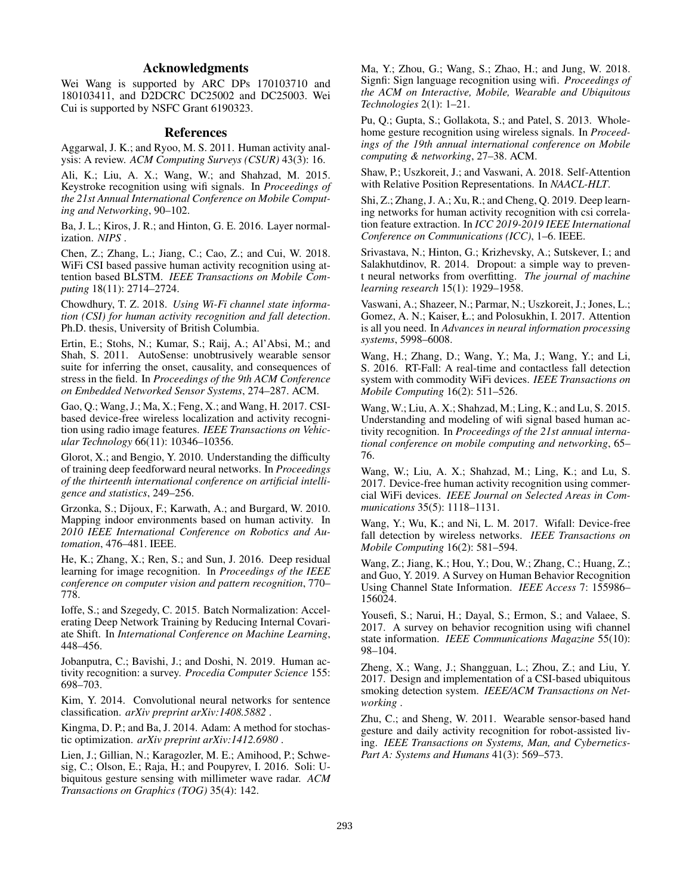## Acknowledgments

Wei Wang is supported by ARC DPs 170103710 and 180103411, and D2DCRC DC25002 and DC25003. Wei Cui is supported by NSFC Grant 6190323.

## References

Aggarwal, J. K.; and Ryoo, M. S. 2011. Human activity analysis: A review. *ACM Computing Surveys (CSUR)* 43(3): 16.

Ali, K.; Liu, A. X.; Wang, W.; and Shahzad, M. 2015. Keystroke recognition using wifi signals. In *Proceedings of the 21st Annual International Conference on Mobile Computing and Networking*, 90–102.

Ba, J. L.; Kiros, J. R.; and Hinton, G. E. 2016. Layer normalization. *NIPS* .

Chen, Z.; Zhang, L.; Jiang, C.; Cao, Z.; and Cui, W. 2018. WiFi CSI based passive human activity recognition using attention based BLSTM. *IEEE Transactions on Mobile Computing* 18(11): 2714–2724.

Chowdhury, T. Z. 2018. *Using Wi-Fi channel state information (CSI) for human activity recognition and fall detection*. Ph.D. thesis, University of British Columbia.

Ertin, E.; Stohs, N.; Kumar, S.; Raij, A.; Al'Absi, M.; and Shah, S. 2011. AutoSense: unobtrusively wearable sensor suite for inferring the onset, causality, and consequences of stress in the field. In *Proceedings of the 9th ACM Conference on Embedded Networked Sensor Systems*, 274–287. ACM.

Gao, Q.; Wang, J.; Ma, X.; Feng, X.; and Wang, H. 2017. CSI-based device-free wireless localization and activity recognition using radio image features. *IEEE Transactions on Vehicular Technology* 66(11): 10346–10356.

Glorot, X.; and Bengio, Y. 2010. Understanding the difficulty of training deep feedforward neural networks. In *Proceedings of the thirteenth international conference on artificial intelligence and statistics*, 249–256.

Grzonka, S.; Dijoux, F.; Karwath, A.; and Burgard, W. 2010. Mapping indoor environments based on human activity. In *2010 IEEE International Conference on Robotics and Automation*, 476–481. IEEE.

He, K.; Zhang, X.; Ren, S.; and Sun, J. 2016. Deep residual learning for image recognition. In *Proceedings of the IEEE conference on computer vision and pattern recognition*, 770–778.

Ioffe, S.; and Szegedy, C. 2015. Batch Normalization: Accelerating Deep Network Training by Reducing Internal Covariate Shift. In *International Conference on Machine Learning*, 448–456.

Jobanputra, C.; Bavishi, J.; and Doshi, N. 2019. Human activity recognition: a survey. *Procedia Computer Science* 155: 698–703.

Kim, Y. 2014. Convolutional neural networks for sentence classification. *arXiv preprint arXiv:1408.5882* .

Kingma, D. P.; and Ba, J. 2014. Adam: A method for stochastic optimization. *arXiv preprint arXiv:1412.6980* .

Lien, J.; Gillian, N.; Karagozler, M. E.; Amihood, P.; Schwesig, C.; Olson, E.; Raja, H.; and Poupyrev, I. 2016. Soli: Ubiquitous gesture sensing with millimeter wave radar. *ACM Transactions on Graphics (TOG)* 35(4): 142.

Ma, Y.; Zhou, G.; Wang, S.; Zhao, H.; and Jung, W. 2018. Signfi: Sign language recognition using wifi. *Proceedings of the ACM on Interactive, Mobile, Wearable and Ubiquitous Technologies* 2(1): 1–21.

Pu, Q.; Gupta, S.; Gollakota, S.; and Patel, S. 2013. Whole-home gesture recognition using wireless signals. In *Proceedings of the 19th annual international conference on Mobile computing & networking*, 27–38. ACM.

Shaw, P.; Uszkoreit, J.; and Vaswani, A. 2018. Self-Attention with Relative Position Representations. In *NAACL-HLT*.

Shi, Z.; Zhang, J. A.; Xu, R.; and Cheng, Q. 2019. Deep learning networks for human activity recognition with csi correlation feature extraction. In *ICC 2019-2019 IEEE International Conference on Communications (ICC)*, 1–6. IEEE.

Srivastava, N.; Hinton, G.; Krizhevsky, A.; Sutskever, I.; and Salakhutdinov, R. 2014. Dropout: a simple way to prevent neural networks from overfitting. *The journal of machine learning research* 15(1): 1929–1958.

Vaswani, A.; Shazeer, N.; Parmar, N.; Uszkoreit, J.; Jones, L.; Gomez, A. N.; Kaiser, Ł.; and Polosukhin, I. 2017. Attention is all you need. In *Advances in neural information processing systems*, 5998–6008.

Wang, H.; Zhang, D.; Wang, Y.; Ma, J.; Wang, Y.; and Li, S. 2016. RT-Fall: A real-time and contactless fall detection system with commodity WiFi devices. *IEEE Transactions on Mobile Computing* 16(2): 511–526.

Wang, W.; Liu, A. X.; Shahzad, M.; Ling, K.; and Lu, S. 2015. Understanding and modeling of wifi signal based human activity recognition. In *Proceedings of the 21st annual international conference on mobile computing and networking*, 65–76.

Wang, W.; Liu, A. X.; Shahzad, M.; Ling, K.; and Lu, S. 2017. Device-free human activity recognition using commercial WiFi devices. *IEEE Journal on Selected Areas in Communications* 35(5): 1118–1131.

Wang, Y.; Wu, K.; and Ni, L. M. 2017. Wifall: Device-free fall detection by wireless networks. *IEEE Transactions on Mobile Computing* 16(2): 581–594.

Wang, Z.; Jiang, K.; Hou, Y.; Dou, W.; Zhang, C.; Huang, Z.; and Guo, Y. 2019. A Survey on Human Behavior Recognition Using Channel State Information. *IEEE Access* 7: 155986–156024.

Yousefi, S.; Narui, H.; Dayal, S.; Ermon, S.; and Valaee, S. 2017. A survey on behavior recognition using wifi channel state information. *IEEE Communications Magazine* 55(10): 98–104.

Zheng, X.; Wang, J.; Shangguan, L.; Zhou, Z.; and Liu, Y. 2017. Design and implementation of a CSI-based ubiquitous smoking detection system. *IEEE/ACM Transactions on Networking* .

Zhu, C.; and Sheng, W. 2011. Wearable sensor-based hand gesture and daily activity recognition for robot-assisted living. *IEEE Transactions on Systems, Man, and Cybernetics-Part A: Systems and Humans* 41(3): 569–573.